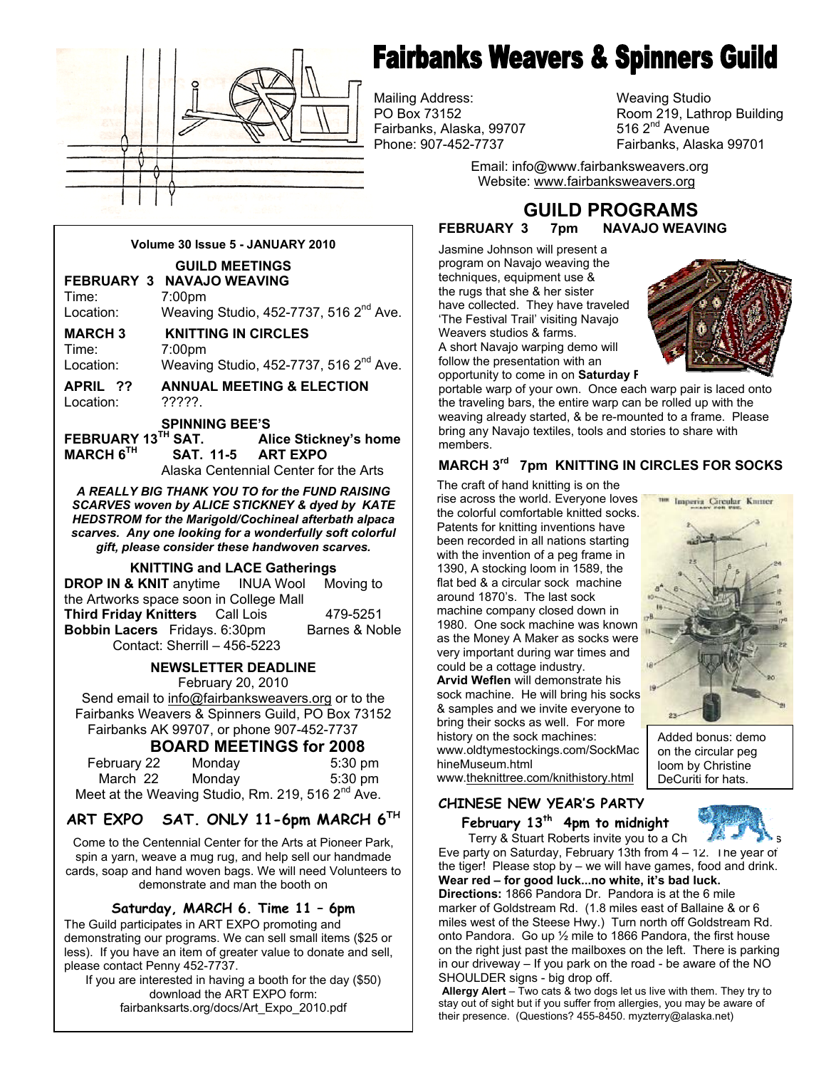# Fairbanks Weavers & Spinners Guild

Mailing Address:
PO Box 73152
Fairbanks, Alaska, 99707
Phone: 907-452-7737

Weaving Studio
Room 219, Lathrop Building
516 2nd Avenue
Fairbanks, Alaska 99701

Email: info@www.fairbanksweavers.org
Website: www.fairbanksweavers.org

**Volume 30 Issue 5 - JANUARY 2010**

### GUILD MEETINGS

**FEBRUARY 3 NAVAJO WEAVING**
Time: 7:00pm
Location: Weaving Studio, 452-7737, 516 2nd Ave.

**MARCH 3 KNITTING IN CIRCLES**
Time: 7:00pm
Location: Weaving Studio, 452-7737, 516 2nd Ave.

**APRIL ?? ANNUAL MEETING & ELECTION**
Location: ?????.

### SPINNING BEE'S

**FEBRUARY 13TH SAT.** **Alice Stickney's home**
**MARCH 6TH SAT. 11-5 ART EXPO**
Alaska Centennial Center for the Arts

***A REALLY BIG THANK YOU TO for the FUND RAISING SCARVES woven by ALICE STICKNEY & dyed by KATE HEDSTROM for the Marigold/Cochineal afterbath alpaca scarves. Any one looking for a wonderfully soft colorful gift, please consider these handwoven scarves.***

### KNITTING and LACE Gatherings

**DROP IN & KNIT** anytime INUA Wool Moving to the Artworks space soon in College Mall
**Third Friday Knitters** Call Lois 479-5251
**Bobbin Lacers** Fridays. 6:30pm Barnes & Noble
Contact: Sherrill – 456-5223

### NEWSLETTER DEADLINE

February 20, 2010
Send email to info@fairbanksweavers.org or to the Fairbanks Weavers & Spinners Guild, PO Box 73152 Fairbanks AK 99707, or phone 907-452-7737

### BOARD MEETINGS for 2008

| | | |
|---|---|---|
| February 22 | Monday | 5:30 pm |
| March 22 | Monday | 5:30 pm |

Meet at the Weaving Studio, Rm. 219, 516 2nd Ave.

## ART EXPO SAT. ONLY 11-6pm MARCH 6TH

Come to the Centennial Center for the Arts at Pioneer Park, spin a yarn, weave a mug rug, and help sell our handmade cards, soap and hand woven bags. We will need Volunteers to demonstrate and man the booth on

**Saturday, MARCH 6. Time 11 – 6pm**

The Guild participates in ART EXPO promoting and demonstrating our programs. We can sell small items ($25 or less). If you have an item of greater value to donate and sell, please contact Penny 452-7737.

If you are interested in having a booth for the day ($50) download the ART EXPO form:
fairbanksarts.org/docs/Art_Expo_2010.pdf

## GUILD PROGRAMS

### FEBRUARY 3 7pm NAVAJO WEAVING

Jasmine Johnson will present a program on Navajo weaving the techniques, equipment use & the rugs that she & her sister have collected. They have traveled 'The Festival Trail' visiting Navajo Weavers studios & farms. A short Navajo warping demo will follow the presentation with an opportunity to come in on **Saturday F** portable warp of your own. Once each warp pair is laced onto the traveling bars, the entire warp can be rolled up with the weaving already started, & be re-mounted to a frame. Please bring any Navajo textiles, tools and stories to share with members.

### MARCH 3rd 7pm KNITTING IN CIRCLES FOR SOCKS

The craft of hand knitting is on the rise across the world. Everyone loves the colorful comfortable knitted socks. Patents for knitting inventions have been recorded in all nations starting with the invention of a peg frame in 1390, A stocking loom in 1589, the flat bed & a circular sock machine around 1870's. The last sock machine company closed down in 1980. One sock machine was known as the Money A Maker as socks were very important during war times and could be a cottage industry. **Arvid Weflen** will demonstrate his sock machine. He will bring his socks & samples and we invite everyone to bring their socks as well. For more history on the sock machines:
www.oldtymestockings.com/SockMachineMuseum.html
www.theknittree.com/knithistory.html

Added bonus: demo on the circular peg loom by Christine DeCuriti for hats.

### CHINESE NEW YEAR'S PARTY

**February 13th 4pm to midnight**

Terry & Stuart Roberts invite you to a Ch... s Eve party on Saturday, February 13th from 4 – 12. The year of the tiger! Please stop by – we will have games, food and drink. **Wear red – for good luck...no white, it's bad luck.**
**Directions:** 1866 Pandora Dr. Pandora is at the 6 mile marker of Goldstream Rd. (1.8 miles east of Ballaine & or 6 miles west of the Steese Hwy.) Turn north off Goldstream Rd. onto Pandora. Go up ½ mile to 1866 Pandora, the first house on the right just past the mailboxes on the left. There is parking in our driveway – If you park on the road - be aware of the NO SHOULDER signs - big drop off.

**Allergy Alert** – Two cats & two dogs let us live with them. They try to stay out of sight but if you suffer from allergies, you may be aware of their presence. (Questions? 455-8450. myzterry@alaska.net)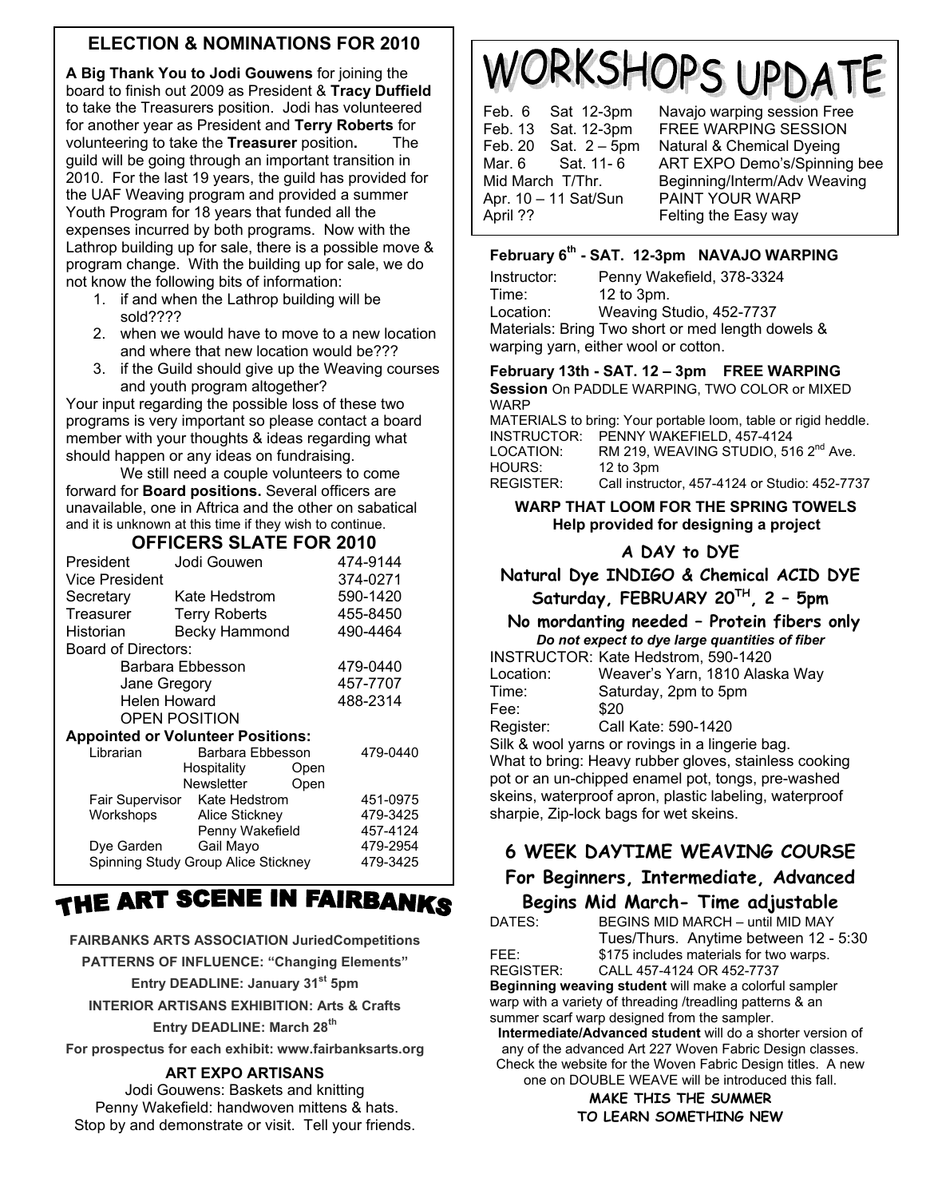## ELECTION & NOMINATIONS FOR 2010

**A Big Thank You to Jodi Gouwens** for joining the board to finish out 2009 as President & **Tracy Duffield** to take the Treasurers position. Jodi has volunteered for another year as President and **Terry Roberts** for volunteering to take the **Treasurer** position**.** The guild will be going through an important transition in 2010. For the last 19 years, the guild has provided for the UAF Weaving program and provided a summer Youth Program for 18 years that funded all the expenses incurred by both programs. Now with the Lathrop building up for sale, there is a possible move & program change. With the building up for sale, we do not know the following bits of information:

1. if and when the Lathrop building will be sold????
2. when we would have to move to a new location and where that new location would be???
3. if the Guild should give up the Weaving courses and youth program altogether?

Your input regarding the possible loss of these two programs is very important so please contact a board member with your thoughts & ideas regarding what should happen or any ideas on fundraising.

We still need a couple volunteers to come forward for **Board positions.** Several officers are unavailable, one in Aftrica and the other on sabatical and it is unknown at this time if they wish to continue.

### OFFICERS SLATE FOR 2010

| | | |
|---|---|---|
| President | Jodi Gouwen | 474-9144 |
| Vice President | | 374-0271 |
| Secretary | Kate Hedstrom | 590-1420 |
| Treasurer | Terry Roberts | 455-8450 |
| Historian | Becky Hammond | 490-4464 |
| Board of Directors: | | |
| | Barbara Ebbesson | 479-0440 |
| | Jane Gregory | 457-7707 |
| | Helen Howard | 488-2314 |
| | OPEN POSITION | |

**Appointed or Volunteer Positions:**

| | | |
|---|---|---|
| Librarian | Barbara Ebbesson | 479-0440 |
| | Hospitality Open | |
| | Newsletter Open | |
| Fair Supervisor | Kate Hedstrom | 451-0975 |
| Workshops | Alice Stickney | 479-3425 |
| | Penny Wakefield | 457-4124 |
| Dye Garden | Gail Mayo | 479-2954 |
| Spinning Study Group | Alice Stickney | 479-3425 |

## THE ART SCENE IN FAIRBANKS

**FAIRBANKS ARTS ASSOCIATION JuriedCompetitions**

**PATTERNS OF INFLUENCE: "Changing Elements"**

**Entry DEADLINE: January 31st 5pm**

**INTERIOR ARTISANS EXHIBITION: Arts & Crafts**

**Entry DEADLINE: March 28th**

**For prospectus for each exhibit: www.fairbanksarts.org**

**ART EXPO ARTISANS**

Jodi Gouwens: Baskets and knitting
Penny Wakefield: handwoven mittens & hats.
Stop by and demonstrate or visit. Tell your friends.

## WORKSHOPS UPDATE

| | | |
|---|---|---|
| Feb. 6 | Sat 12-3pm | Navajo warping session Free |
| Feb. 13 | Sat. 12-3pm | FREE WARPING SESSION |
| Feb. 20 | Sat. 2 – 5pm | Natural & Chemical Dyeing |
| Mar. 6 | Sat. 11- 6 | ART EXPO Demo's/Spinning bee |
| Mid March | T/Thr. | Beginning/Interm/Adv Weaving |
| Apr. 10 – 11 | Sat/Sun | PAINT YOUR WARP |
| April ?? | | Felting the Easy way |

### February 6th - SAT. 12-3pm NAVAJO WARPING

Instructor: Penny Wakefield, 378-3324
Time: 12 to 3pm.
Location: Weaving Studio, 452-7737
Materials: Bring Two short or med length dowels & warping yarn, either wool or cotton.

### February 13th - SAT. 12 – 3pm FREE WARPING

**Session** On PADDLE WARPING, TWO COLOR or MIXED WARP

MATERIALS to bring: Your portable loom, table or rigid heddle.
INSTRUCTOR: PENNY WAKEFIELD, 457-4124
LOCATION: RM 219, WEAVING STUDIO, 516 2nd Ave.
HOURS: 12 to 3pm
REGISTER: Call instructor, 457-4124 or Studio: 452-7737

**WARP THAT LOOM FOR THE SPRING TOWELS**
**Help provided for designing a project**

### A DAY to DYE

**Natural Dye INDIGO & Chemical ACID DYE**
**Saturday, FEBRUARY 20TH, 2 – 5pm**
**No mordanting needed – Protein fibers only**
***Do not expect to dye large quantities of fiber***

INSTRUCTOR: Kate Hedstrom, 590-1420
Location: Weaver's Yarn, 1810 Alaska Way
Time: Saturday, 2pm to 5pm
Fee: $20
Register: Call Kate: 590-1420

Silk & wool yarns or rovings in a lingerie bag.
What to bring: Heavy rubber gloves, stainless cooking pot or an un-chipped enamel pot, tongs, pre-washed skeins, waterproof apron, plastic labeling, waterproof sharpie, Zip-lock bags for wet skeins.

### 6 WEEK DAYTIME WEAVING COURSE
### For Beginners, Intermediate, Advanced
### Begins Mid March- Time adjustable

DATES: BEGINS MID MARCH – until MID MAY
Tues/Thurs. Anytime between 12 - 5:30
FEE: $175 includes materials for two warps.
REGISTER: CALL 457-4124 OR 452-7737

**Beginning weaving student** will make a colorful sampler warp with a variety of threading /treadling patterns & an summer scarf warp designed from the sampler.

**Intermediate/Advanced student** will do a shorter version of any of the advanced Art 227 Woven Fabric Design classes. Check the website for the Woven Fabric Design titles. A new one on DOUBLE WEAVE will be introduced this fall.

**MAKE THIS THE SUMMER**
**TO LEARN SOMETHING NEW**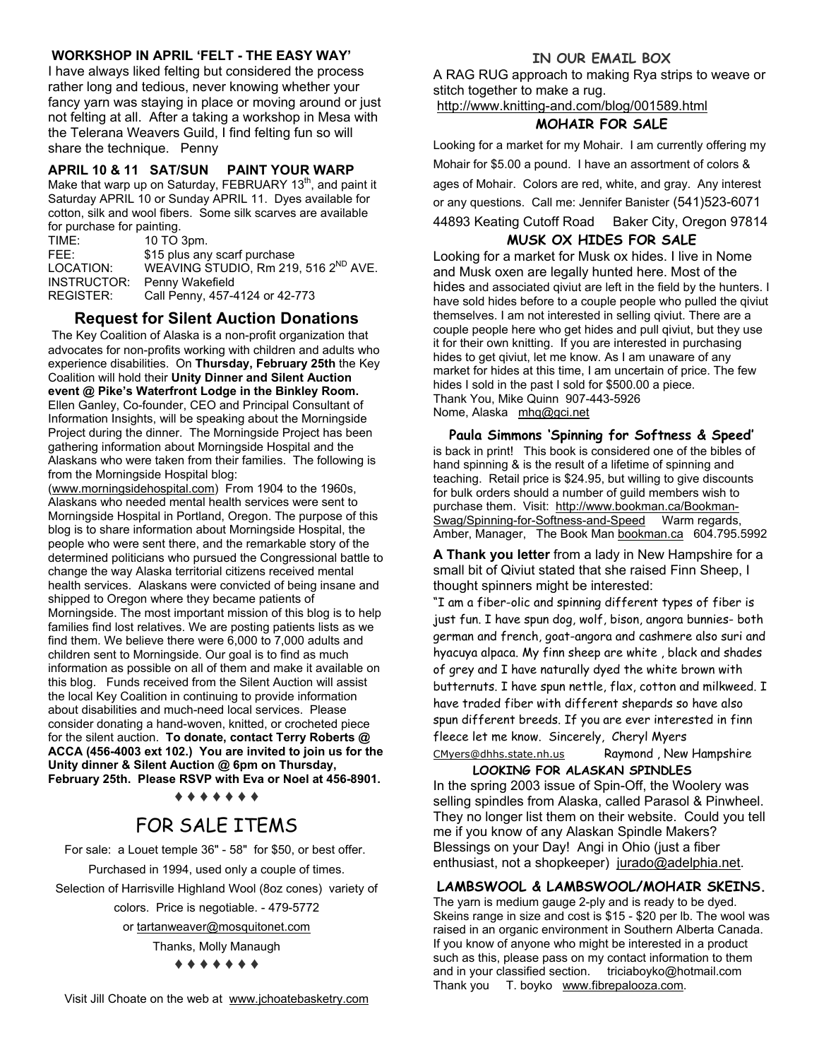**WORKSHOP IN APRIL 'FELT - THE EASY WAY'**

I have always liked felting but considered the process rather long and tedious, never knowing whether your fancy yarn was staying in place or moving around or just not felting at all. After a taking a workshop in Mesa with the Telerana Weavers Guild, I find felting fun so will share the technique. Penny

**APRIL 10 & 11 SAT/SUN PAINT YOUR WARP**

Make that warp up on Saturday, FEBRUARY 13th, and paint it Saturday APRIL 10 or Sunday APRIL 11. Dyes available for cotton, silk and wool fibers. Some silk scarves are available for purchase for painting.

| | |
|---|---|
| TIME: | 10 TO 3pm. |
| FEE: | $15 plus any scarf purchase |
| LOCATION: | WEAVING STUDIO, Rm 219, 516 2ND AVE. |
| INSTRUCTOR: | Penny Wakefield |
| REGISTER: | Call Penny, 457-4124 or 42-773 |

## Request for Silent Auction Donations

The Key Coalition of Alaska is a non-profit organization that advocates for non-profits working with children and adults who experience disabilities. On **Thursday, February 25th** the Key Coalition will hold their **Unity Dinner and Silent Auction event @ Pike's Waterfront Lodge in the Binkley Room.** Ellen Ganley, Co-founder, CEO and Principal Consultant of Information Insights, will be speaking about the Morningside Project during the dinner. The Morningside Project has been gathering information about Morningside Hospital and the Alaskans who were taken from their families. The following is from the Morningside Hospital blog: (www.morningsidehospital.com) From 1904 to the 1960s, Alaskans who needed mental health services were sent to Morningside Hospital in Portland, Oregon. The purpose of this blog is to share information about Morningside Hospital, the people who were sent there, and the remarkable story of the determined politicians who pursued the Congressional battle to change the way Alaska territorial citizens received mental health services. Alaskans were convicted of being insane and shipped to Oregon where they became patients of Morningside. The most important mission of this blog is to help families find lost relatives. We are posting patients lists as we find them. We believe there were 6,000 to 7,000 adults and children sent to Morningside. Our goal is to find as much information as possible on all of them and make it available on this blog. Funds received from the Silent Auction will assist the local Key Coalition in continuing to provide information about disabilities and much-need local services. Please consider donating a hand-woven, knitted, or crocheted piece for the silent auction. **To donate, contact Terry Roberts @ ACCA (456-4003 ext 102.) You are invited to join us for the Unity dinner & Silent Auction @ 6pm on Thursday, February 25th. Please RSVP with Eva or Noel at 456-8901.**

♦ ♦ ♦ ♦ ♦ ♦ ♦

## FOR SALE ITEMS

For sale: a Louet temple 36" - 58" for $50, or best offer. Purchased in 1994, used only a couple of times.

Selection of Harrisville Highland Wool (8oz cones) variety of colors. Price is negotiable. - 479-5772 or tartanweaver@mosquitonet.com

Thanks, Molly Manaugh

♦ ♦ ♦ ♦ ♦ ♦ ♦

Visit Jill Choate on the web at www.jchoatebasketry.com

### IN OUR EMAIL BOX

A RAG RUG approach to making Rya strips to weave or stitch together to make a rug.
http://www.knitting-and.com/blog/001589.html

### MOHAIR FOR SALE

Looking for a market for my Mohair. I am currently offering my Mohair for $5.00 a pound. I have an assortment of colors & ages of Mohair. Colors are red, white, and gray. Any interest or any questions. Call me: Jennifer Banister (541)523-6071
44893 Keating Cutoff Road Baker City, Oregon 97814

### MUSK OX HIDES FOR SALE

Looking for a market for Musk ox hides. I live in Nome and Musk oxen are legally hunted here. Most of the hides and associated qiviut are left in the field by the hunters. I have sold hides before to a couple people who pulled the qiviut themselves. I am not interested in selling qiviut. There are a couple people here who get hides and pull qiviut, but they use it for their own knitting. If you are interested in purchasing hides to get qiviut, let me know. As I am unaware of any market for hides at this time, I am uncertain of price. The few hides I sold in the past I sold for $500.00 a piece.
Thank You, Mike Quinn 907-443-5926
Nome, Alaska mhq@gci.net

**Paula Simmons 'Spinning for Softness & Speed'** is back in print! This book is considered one of the bibles of hand spinning & is the result of a lifetime of spinning and teaching. Retail price is $24.95, but willing to give discounts for bulk orders should a number of guild members wish to purchase them. Visit: http://www.bookman.ca/Bookman-Swag/Spinning-for-Softness-and-Speed Warm regards, Amber, Manager, The Book Man bookman.ca 604.795.5992

**A Thank you letter** from a lady in New Hampshire for a small bit of Qiviut stated that she raised Finn Sheep, I thought spinners might be interested:

"I am a fiber-olic and spinning different types of fiber is just fun. I have spun dog, wolf, bison, angora bunnies- both german and french, goat-angora and cashmere also suri and hyacuya alpaca. My finn sheep are white , black and shades of grey and I have naturally dyed the white brown with butternuts. I have spun nettle, flax, cotton and milkweed. I have traded fiber with different shepards so have also spun different breeds. If you are ever interested in finn fleece let me know. Sincerely, Cheryl Myers
CMyers@dhhs.state.nh.us Raymond , New Hampshire

### LOOKING FOR ALASKAN SPINDLES

In the spring 2003 issue of Spin-Off, the Woolery was selling spindles from Alaska, called Parasol & Pinwheel. They no longer list them on their website. Could you tell me if you know of any Alaskan Spindle Makers? Blessings on your Day! Angi in Ohio (just a fiber enthusiast, not a shopkeeper) jurado@adelphia.net.

### LAMBSWOOL & LAMBSWOOL/MOHAIR SKEINS.

The yarn is medium gauge 2-ply and is ready to be dyed. Skeins range in size and cost is $15 - $20 per lb. The wool was raised in an organic environment in Southern Alberta Canada. If you know of anyone who might be interested in a product such as this, please pass on my contact information to them and in your classified section. triciaboyko@hotmail.com
Thank you T. boyko www.fibrepalooza.com.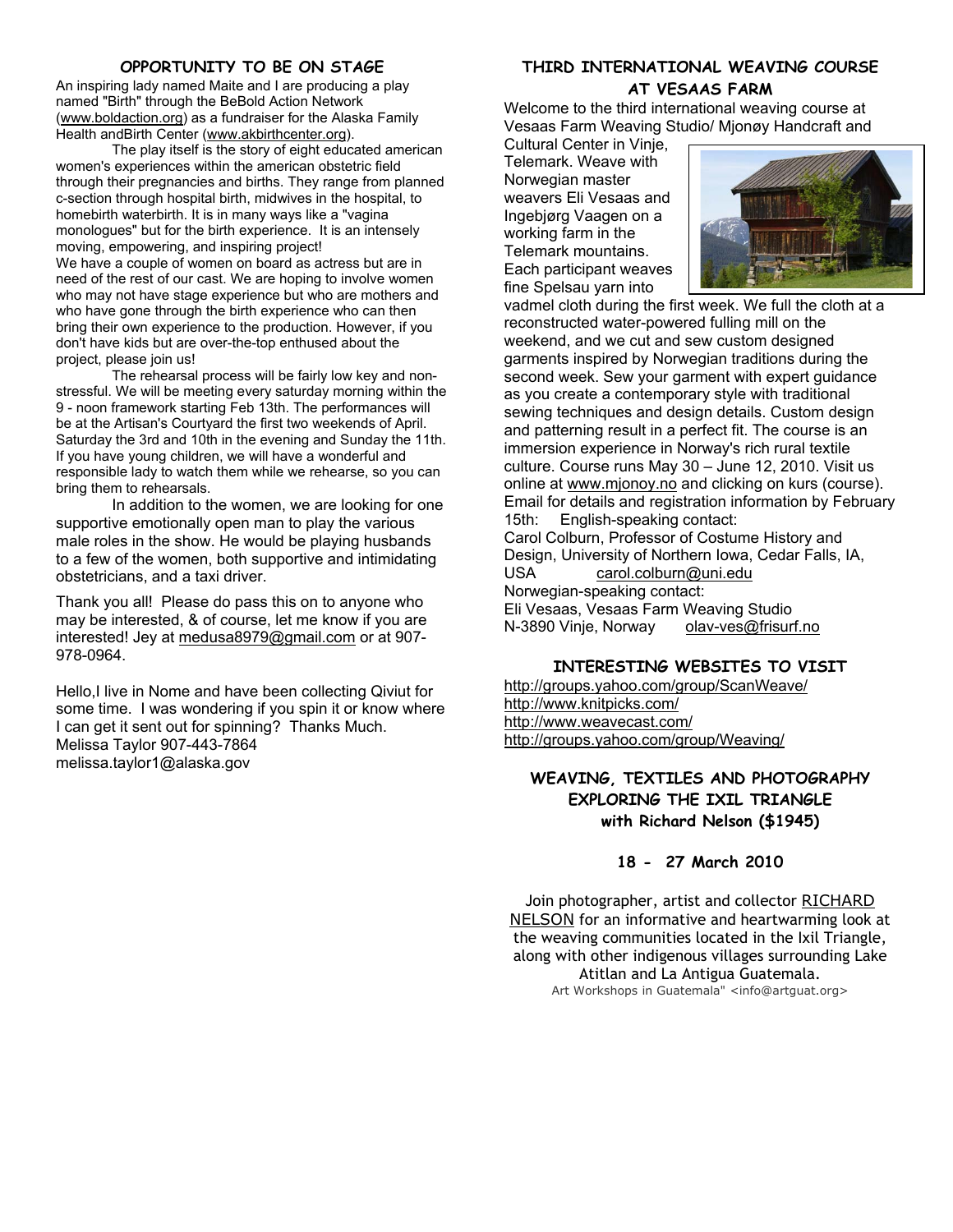## OPPORTUNITY TO BE ON STAGE

An inspiring lady named Maite and I are producing a play named "Birth" through the BeBold Action Network (www.boldaction.org) as a fundraiser for the Alaska Family Health andBirth Center (www.akbirthcenter.org).

The play itself is the story of eight educated american women's experiences within the american obstetric field through their pregnancies and births. They range from planned c-section through hospital birth, midwives in the hospital, to homebirth waterbirth. It is in many ways like a "vagina monologues" but for the birth experience. It is an intensely moving, empowering, and inspiring project!

We have a couple of women on board as actress but are in need of the rest of our cast. We are hoping to involve women who may not have stage experience but who are mothers and who have gone through the birth experience who can then bring their own experience to the production. However, if you don't have kids but are over-the-top enthused about the project, please join us!

The rehearsal process will be fairly low key and non-stressful. We will be meeting every saturday morning within the 9 - noon framework starting Feb 13th. The performances will be at the Artisan's Courtyard the first two weekends of April. Saturday the 3rd and 10th in the evening and Sunday the 11th. If you have young children, we will have a wonderful and responsible lady to watch them while we rehearse, so you can bring them to rehearsals.

In addition to the women, we are looking for one supportive emotionally open man to play the various male roles in the show. He would be playing husbands to a few of the women, both supportive and intimidating obstetricians, and a taxi driver.

Thank you all! Please do pass this on to anyone who may be interested, & of course, let me know if you are interested! Jey at medusa8979@gmail.com or at 907-978-0964.

Hello,I live in Nome and have been collecting Qiviut for some time. I was wondering if you spin it or know where I can get it sent out for spinning? Thanks Much.
Melissa Taylor 907-443-7864
melissa.taylor1@alaska.gov

## THIRD INTERNATIONAL WEAVING COURSE AT VESAAS FARM

Welcome to the third international weaving course at Vesaas Farm Weaving Studio/ Mjonøy Handcraft and Cultural Center in Vinje, Telemark. Weave with Norwegian master weavers Eli Vesaas and Ingebjørg Vaagen on a working farm in the Telemark mountains. Each participant weaves fine Spelsau yarn into vadmel cloth during the first week. We full the cloth at a reconstructed water-powered fulling mill on the weekend, and we cut and sew custom designed garments inspired by Norwegian traditions during the second week. Sew your garment with expert guidance as you create a contemporary style with traditional sewing techniques and design details. Custom design and patterning result in a perfect fit. The course is an immersion experience in Norway's rich rural textile culture. Course runs May 30 – June 12, 2010. Visit us online at www.mjonoy.no and clicking on kurs (course). Email for details and registration information by February 15th: English-speaking contact:
Carol Colburn, Professor of Costume History and Design, University of Northern Iowa, Cedar Falls, IA, USA carol.colburn@uni.edu
Norwegian-speaking contact:
Eli Vesaas, Vesaas Farm Weaving Studio
N-3890 Vinje, Norway olav-ves@frisurf.no

## INTERESTING WEBSITES TO VISIT

http://groups.yahoo.com/group/ScanWeave/
http://www.knitpicks.com/
http://www.weavecast.com/
http://groups.yahoo.com/group/Weaving/

## WEAVING, TEXTILES AND PHOTOGRAPHY EXPLORING THE IXIL TRIANGLE with Richard Nelson ($1945)

**18 - 27 March 2010**

Join photographer, artist and collector RICHARD NELSON for an informative and heartwarming look at the weaving communities located in the Ixil Triangle, along with other indigenous villages surrounding Lake Atitlan and La Antigua Guatemala.

Art Workshops in Guatemala" <info@artguat.org>